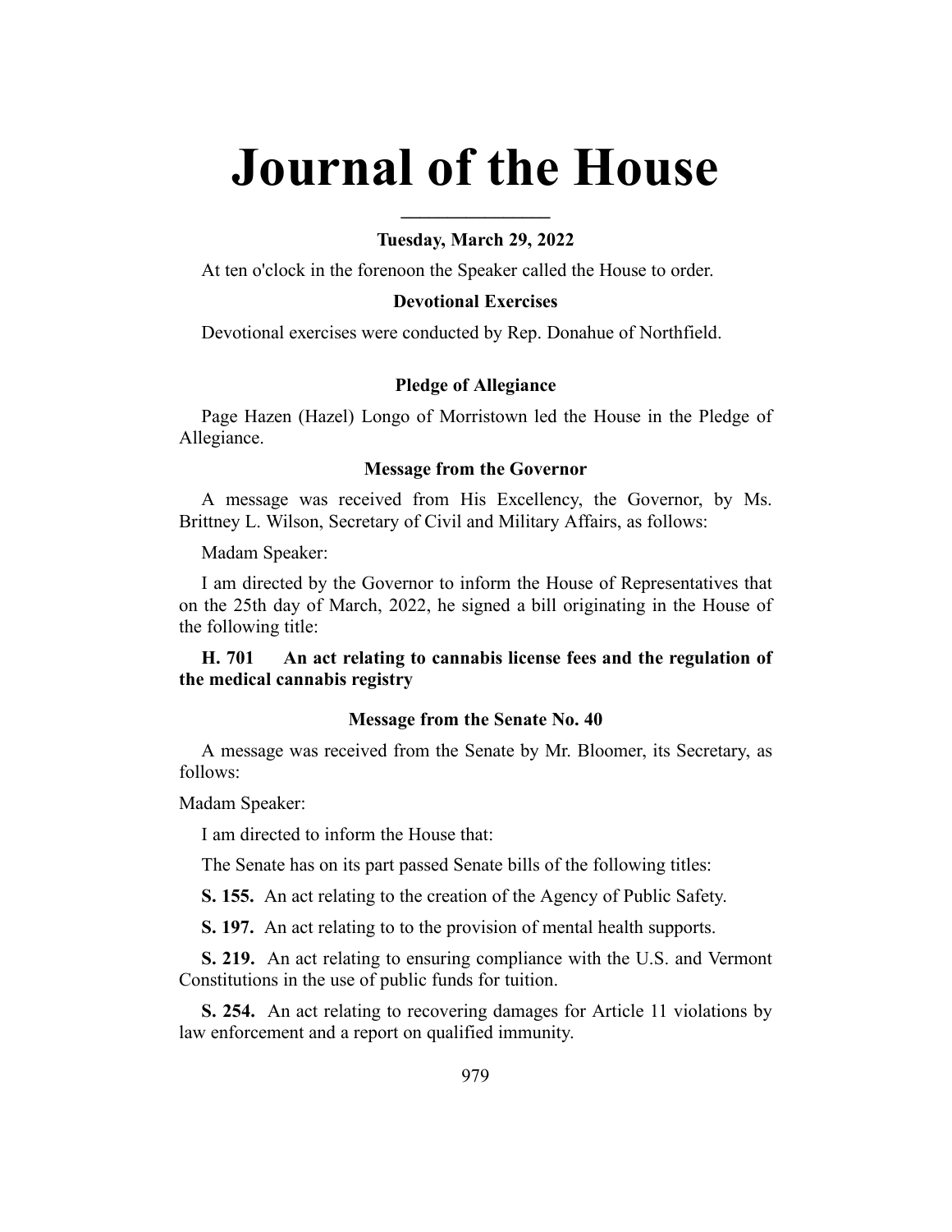# Journal of the House

### Tuesday, March 29, 2022

At ten o'clock in the forenoon the Speaker called the House to order.

### Devotional Exercises

Devotional exercises were conducted by Rep. Donahue of Northfield.

### Pledge of Allegiance

Page Hazen (Hazel) Longo of Morristown led the House in the Pledge of Allegiance.

### Message from the Governor

A message was received from His Excellency, the Governor, by Ms. Brittney L. Wilson, Secretary of Civil and Military Affairs, as follows:

Madam Speaker:

I am directed by the Governor to inform the House of Representatives that on the 25th day of March, 2022, he signed a bill originating in the House of the following title:

**H. 701 An act relating to cannabis license fees and the regulation of the medical cannabis registry**

### Message from the Senate No. 40

A message was received from the Senate by Mr. Bloomer, its Secretary, as follows:

Madam Speaker:

I am directed to inform the House that:

The Senate has on its part passed Senate bills of the following titles:

**S. 155.** An act relating to the creation of the Agency of Public Safety.

**S. 197.** An act relating to to the provision of mental health supports.

**S. 219.** An act relating to ensuring compliance with the U.S. and Vermont Constitutions in the use of public funds for tuition.

**S. 254.** An act relating to recovering damages for Article 11 violations by law enforcement and a report on qualified immunity.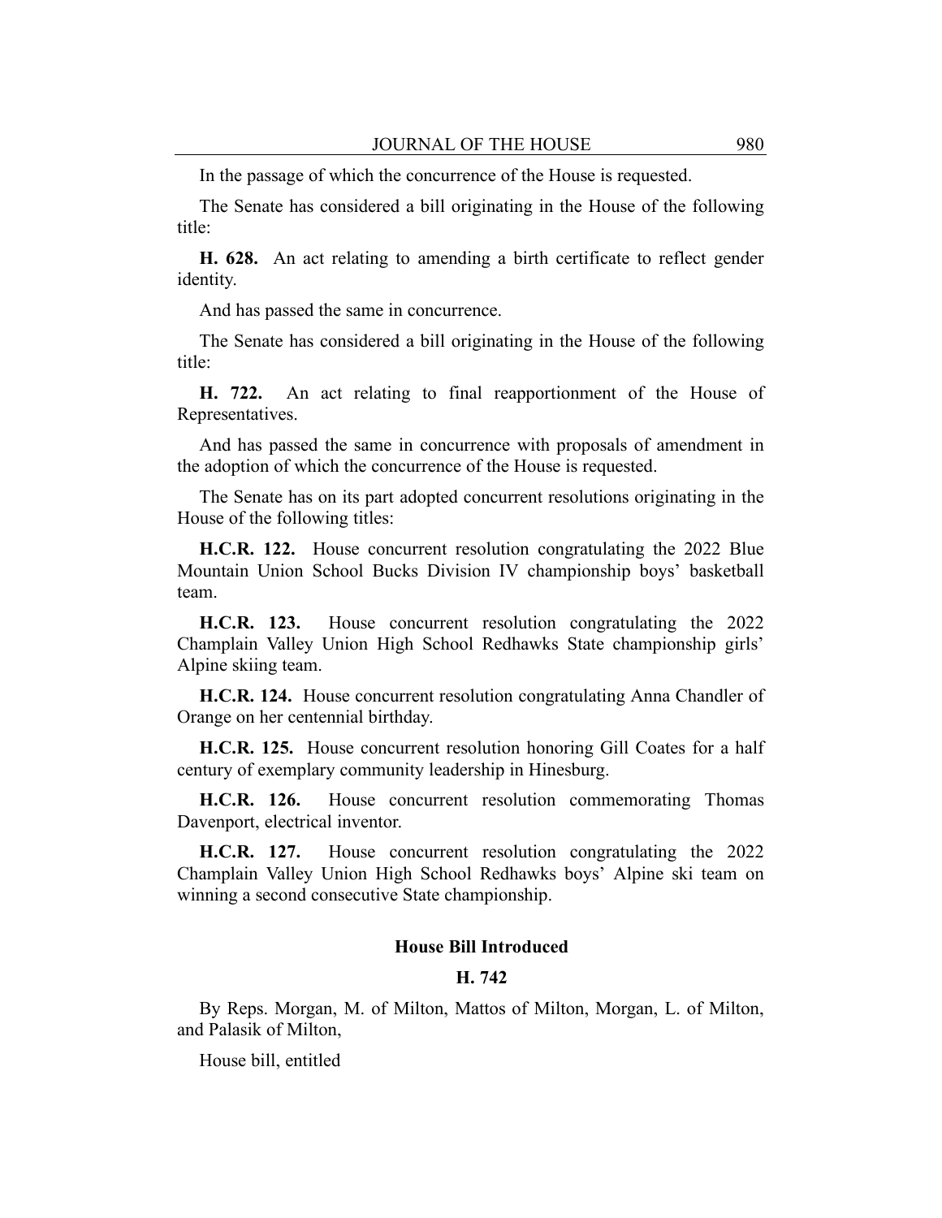In the passage of which the concurrence of the House is requested.

The Senate has considered a bill originating in the House of the following title:

**H. 628.** An act relating to amending a birth certificate to reflect gender identity.

And has passed the same in concurrence.

The Senate has considered a bill originating in the House of the following title:

**H. 722.** An act relating to final reapportionment of the House of Representatives.

And has passed the same in concurrence with proposals of amendment in the adoption of which the concurrence of the House is requested.

The Senate has on its part adopted concurrent resolutions originating in the House of the following titles:

**H.C.R. 122.** House concurrent resolution congratulating the 2022 Blue Mountain Union School Bucks Division IV championship boys' basketball team.

**H.C.R. 123.** House concurrent resolution congratulating the 2022 Champlain Valley Union High School Redhawks State championship girls' Alpine skiing team.

**H.C.R. 124.** House concurrent resolution congratulating Anna Chandler of Orange on her centennial birthday.

**H.C.R. 125.** House concurrent resolution honoring Gill Coates for a half century of exemplary community leadership in Hinesburg.

**H.C.R. 126.** House concurrent resolution commemorating Thomas Davenport, electrical inventor.

**H.C.R. 127.** House concurrent resolution congratulating the 2022 Champlain Valley Union High School Redhawks boys' Alpine ski team on winning a second consecutive State championship.

## House Bill Introduced

### H. 742

By Reps. Morgan, M. of Milton, Mattos of Milton, Morgan, L. of Milton, and Palasik of Milton,

House bill, entitled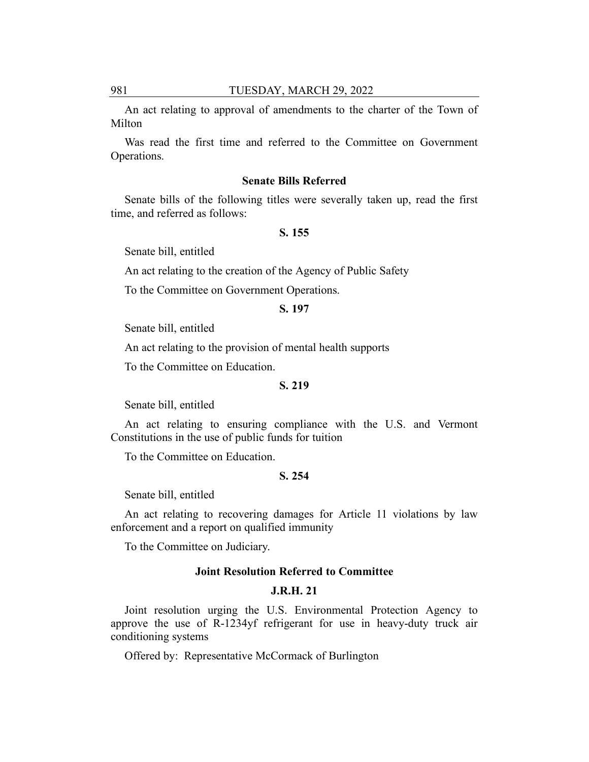An act relating to approval of amendments to the charter of the Town of Milton

Was read the first time and referred to the Committee on Government Operations.

### Senate Bills Referred

Senate bills of the following titles were severally taken up, read the first time, and referred as follows:

**S. 155**

Senate bill, entitled

An act relating to the creation of the Agency of Public Safety

To the Committee on Government Operations.

**S. 197**

Senate bill, entitled

An act relating to the provision of mental health supports

To the Committee on Education.

**S. 219**

Senate bill, entitled

An act relating to ensuring compliance with the U.S. and Vermont Constitutions in the use of public funds for tuition

To the Committee on Education.

**S. 254**

Senate bill, entitled

An act relating to recovering damages for Article 11 violations by law enforcement and a report on qualified immunity

To the Committee on Judiciary.

### Joint Resolution Referred to Committee

**J.R.H. 21**

Joint resolution urging the U.S. Environmental Protection Agency to approve the use of R-1234yf refrigerant for use in heavy-duty truck air conditioning systems

Offered by: Representative McCormack of Burlington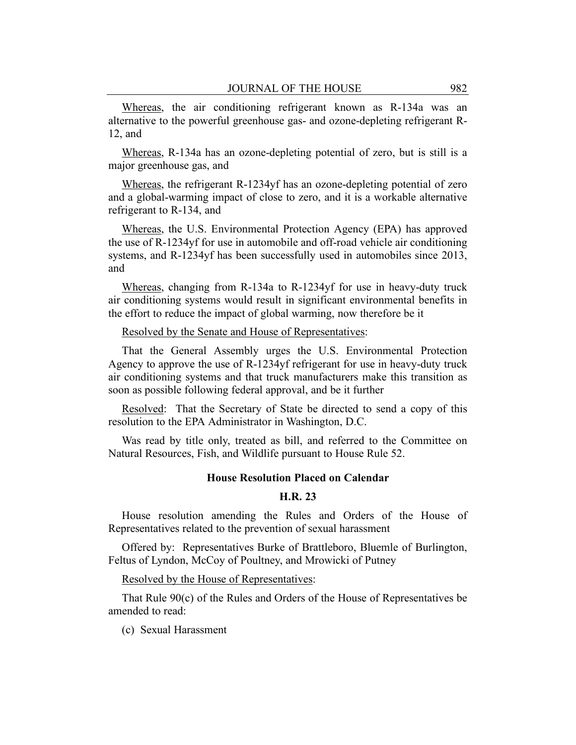Whereas, the air conditioning refrigerant known as R-134a was an alternative to the powerful greenhouse gas- and ozone-depleting refrigerant R-12, and

Whereas, R-134a has an ozone-depleting potential of zero, but is still is a major greenhouse gas, and

Whereas, the refrigerant R-1234yf has an ozone-depleting potential of zero and a global-warming impact of close to zero, and it is a workable alternative refrigerant to R-134, and

Whereas, the U.S. Environmental Protection Agency (EPA) has approved the use of R-1234yf for use in automobile and off-road vehicle air conditioning systems, and R-1234yf has been successfully used in automobiles since 2013, and

Whereas, changing from R-134a to R-1234yf for use in heavy-duty truck air conditioning systems would result in significant environmental benefits in the effort to reduce the impact of global warming, now therefore be it

Resolved by the Senate and House of Representatives:

That the General Assembly urges the U.S. Environmental Protection Agency to approve the use of R-1234yf refrigerant for use in heavy-duty truck air conditioning systems and that truck manufacturers make this transition as soon as possible following federal approval, and be it further

Resolved: That the Secretary of State be directed to send a copy of this resolution to the EPA Administrator in Washington, D.C.

Was read by title only, treated as bill, and referred to the Committee on Natural Resources, Fish, and Wildlife pursuant to House Rule 52.

### House Resolution Placed on Calendar

### H.R. 23

House resolution amending the Rules and Orders of the House of Representatives related to the prevention of sexual harassment

Offered by: Representatives Burke of Brattleboro, Bluemle of Burlington, Feltus of Lyndon, McCoy of Poultney, and Mrowicki of Putney

Resolved by the House of Representatives:

That Rule 90(c) of the Rules and Orders of the House of Representatives be amended to read:

(c) Sexual Harassment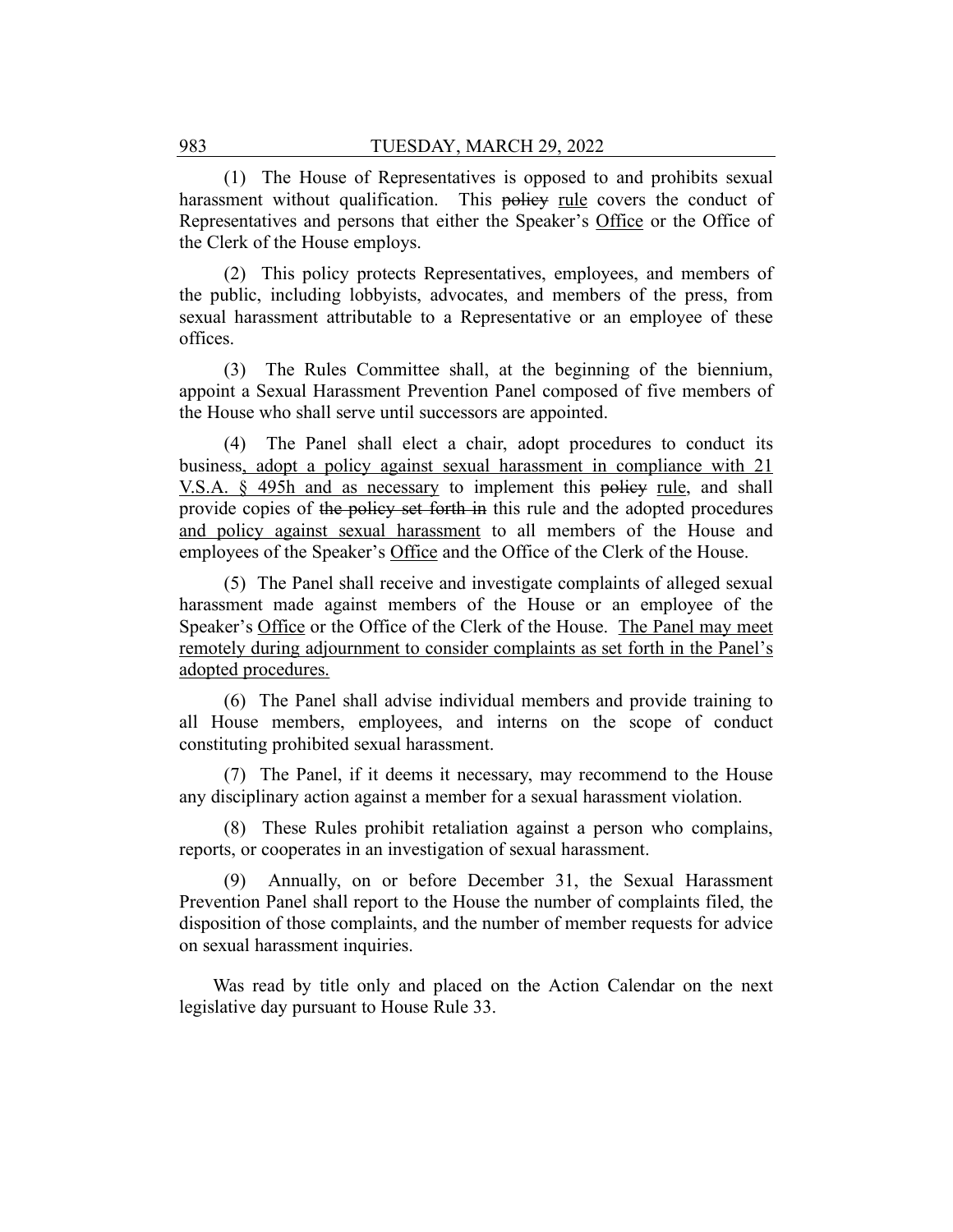(1) The House of Representatives is opposed to and prohibits sexual harassment without qualification. This ~~policy~~ <u>rule</u> covers the conduct of Representatives and persons that either the Speaker's <u>Office</u> or the Office of the Clerk of the House employs.

(2) This policy protects Representatives, employees, and members of the public, including lobbyists, advocates, and members of the press, from sexual harassment attributable to a Representative or an employee of these offices.

(3) The Rules Committee shall, at the beginning of the biennium, appoint a Sexual Harassment Prevention Panel composed of five members of the House who shall serve until successors are appointed.

(4) The Panel shall elect a chair, adopt procedures to conduct its business<u>, adopt a policy against sexual harassment in compliance with 21 V.S.A. § 495h and as necessary</u> to implement this ~~policy~~ <u>rule</u>, and shall provide copies of ~~the policy set forth in~~ this rule and the adopted procedures <u>and policy against sexual harassment</u> to all members of the House and employees of the Speaker's <u>Office</u> and the Office of the Clerk of the House.

(5) The Panel shall receive and investigate complaints of alleged sexual harassment made against members of the House or an employee of the Speaker's <u>Office</u> or the Office of the Clerk of the House. <u>The Panel may meet remotely during adjournment to consider complaints as set forth in the Panel's adopted procedures.</u>

(6) The Panel shall advise individual members and provide training to all House members, employees, and interns on the scope of conduct constituting prohibited sexual harassment.

(7) The Panel, if it deems it necessary, may recommend to the House any disciplinary action against a member for a sexual harassment violation.

(8) These Rules prohibit retaliation against a person who complains, reports, or cooperates in an investigation of sexual harassment.

(9) Annually, on or before December 31, the Sexual Harassment Prevention Panel shall report to the House the number of complaints filed, the disposition of those complaints, and the number of member requests for advice on sexual harassment inquiries.

Was read by title only and placed on the Action Calendar on the next legislative day pursuant to House Rule 33.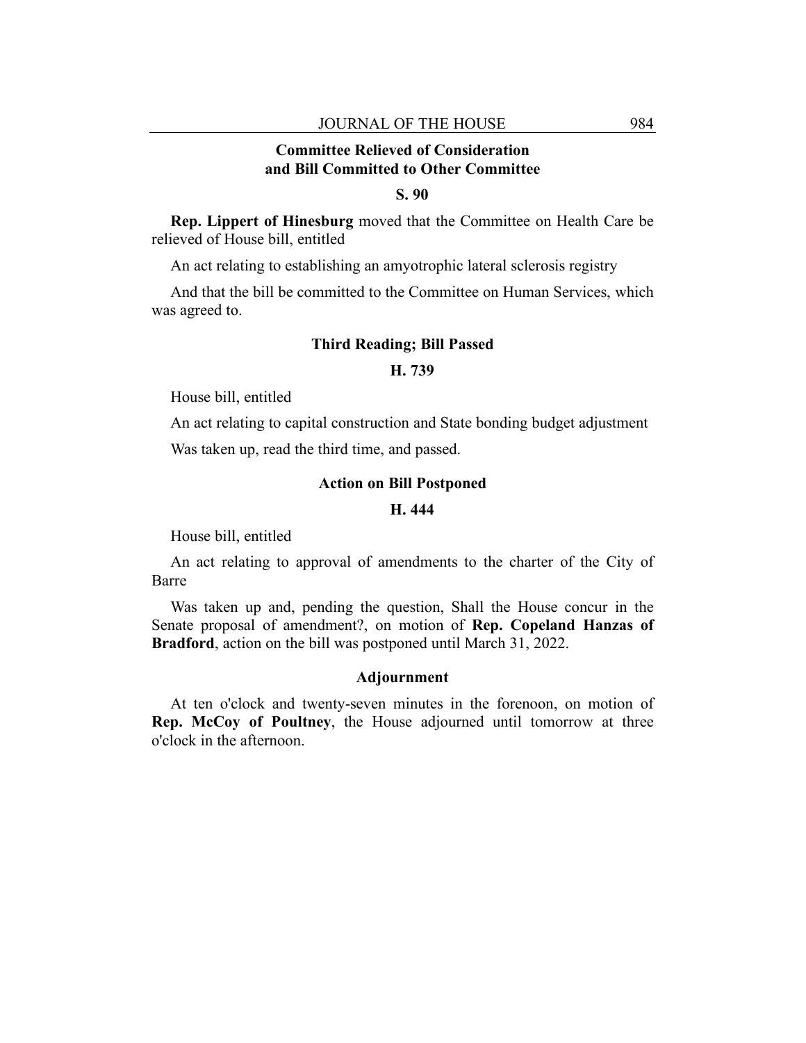### Committee Relieved of Consideration and Bill Committed to Other Committee

### S. 90

**Rep. Lippert of Hinesburg** moved that the Committee on Health Care be relieved of House bill, entitled

An act relating to establishing an amyotrophic lateral sclerosis registry

And that the bill be committed to the Committee on Human Services, which was agreed to.

### Third Reading; Bill Passed

### H. 739

House bill, entitled

An act relating to capital construction and State bonding budget adjustment

Was taken up, read the third time, and passed.

### Action on Bill Postponed

### H. 444

House bill, entitled

An act relating to approval of amendments to the charter of the City of Barre

Was taken up and, pending the question, Shall the House concur in the Senate proposal of amendment?, on motion of **Rep. Copeland Hanzas of Bradford**, action on the bill was postponed until March 31, 2022.

### Adjournment

At ten o'clock and twenty-seven minutes in the forenoon, on motion of **Rep. McCoy of Poultney**, the House adjourned until tomorrow at three o'clock in the afternoon.